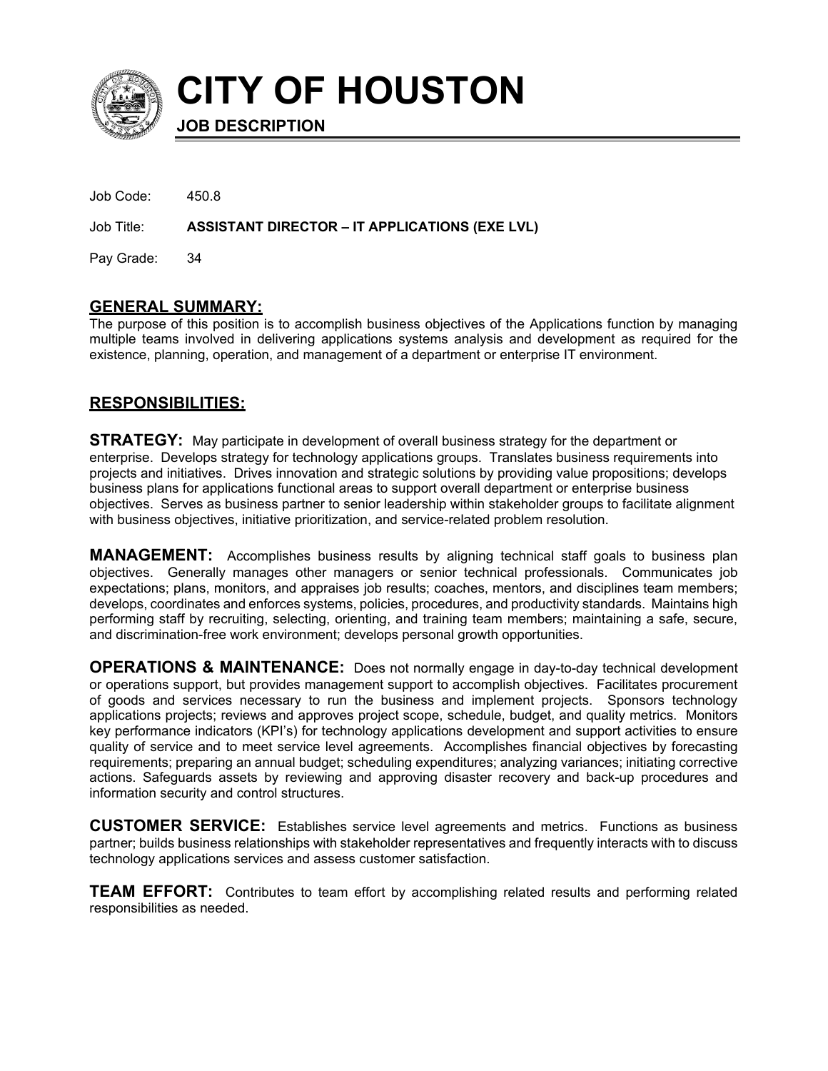# CITY OF HOUSTON

**JOB DESCRIPTION**

Job Code: 450.8

Job Title: **ASSISTANT DIRECTOR – IT APPLICATIONS (EXE LVL)**

Pay Grade: 34

## GENERAL SUMMARY:

The purpose of this position is to accomplish business objectives of the Applications function by managing multiple teams involved in delivering applications systems analysis and development as required for the existence, planning, operation, and management of a department or enterprise IT environment.

## RESPONSIBILITIES:

**STRATEGY:** May participate in development of overall business strategy for the department or enterprise. Develops strategy for technology applications groups. Translates business requirements into projects and initiatives. Drives innovation and strategic solutions by providing value propositions; develops business plans for applications functional areas to support overall department or enterprise business objectives. Serves as business partner to senior leadership within stakeholder groups to facilitate alignment with business objectives, initiative prioritization, and service-related problem resolution.

**MANAGEMENT:** Accomplishes business results by aligning technical staff goals to business plan objectives. Generally manages other managers or senior technical professionals. Communicates job expectations; plans, monitors, and appraises job results; coaches, mentors, and disciplines team members; develops, coordinates and enforces systems, policies, procedures, and productivity standards. Maintains high performing staff by recruiting, selecting, orienting, and training team members; maintaining a safe, secure, and discrimination-free work environment; develops personal growth opportunities.

**OPERATIONS & MAINTENANCE:** Does not normally engage in day-to-day technical development or operations support, but provides management support to accomplish objectives. Facilitates procurement of goods and services necessary to run the business and implement projects. Sponsors technology applications projects; reviews and approves project scope, schedule, budget, and quality metrics. Monitors key performance indicators (KPI's) for technology applications development and support activities to ensure quality of service and to meet service level agreements. Accomplishes financial objectives by forecasting requirements; preparing an annual budget; scheduling expenditures; analyzing variances; initiating corrective actions. Safeguards assets by reviewing and approving disaster recovery and back-up procedures and information security and control structures.

**CUSTOMER SERVICE:** Establishes service level agreements and metrics. Functions as business partner; builds business relationships with stakeholder representatives and frequently interacts with to discuss technology applications services and assess customer satisfaction.

**TEAM EFFORT:** Contributes to team effort by accomplishing related results and performing related responsibilities as needed.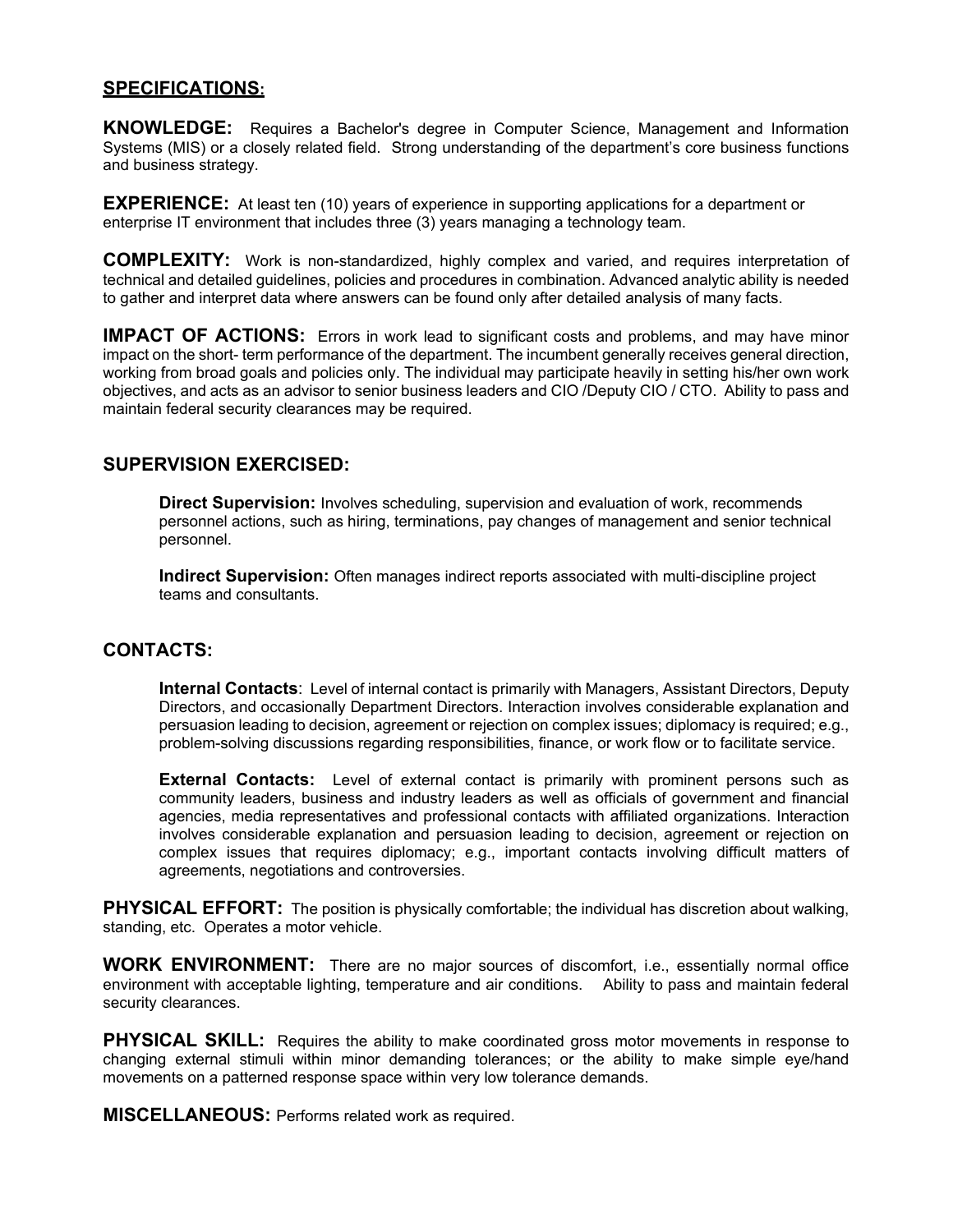## SPECIFICATIONS:

**KNOWLEDGE:** Requires a Bachelor's degree in Computer Science, Management and Information Systems (MIS) or a closely related field. Strong understanding of the department's core business functions and business strategy.

**EXPERIENCE:** At least ten (10) years of experience in supporting applications for a department or enterprise IT environment that includes three (3) years managing a technology team.

**COMPLEXITY:** Work is non-standardized, highly complex and varied, and requires interpretation of technical and detailed guidelines, policies and procedures in combination. Advanced analytic ability is needed to gather and interpret data where answers can be found only after detailed analysis of many facts.

**IMPACT OF ACTIONS:** Errors in work lead to significant costs and problems, and may have minor impact on the short- term performance of the department. The incumbent generally receives general direction, working from broad goals and policies only. The individual may participate heavily in setting his/her own work objectives, and acts as an advisor to senior business leaders and CIO /Deputy CIO / CTO. Ability to pass and maintain federal security clearances may be required.

### SUPERVISION EXERCISED:

**Direct Supervision:** Involves scheduling, supervision and evaluation of work, recommends personnel actions, such as hiring, terminations, pay changes of management and senior technical personnel.

**Indirect Supervision:** Often manages indirect reports associated with multi-discipline project teams and consultants.

### CONTACTS:

**Internal Contacts**: Level of internal contact is primarily with Managers, Assistant Directors, Deputy Directors, and occasionally Department Directors. Interaction involves considerable explanation and persuasion leading to decision, agreement or rejection on complex issues; diplomacy is required; e.g., problem-solving discussions regarding responsibilities, finance, or work flow or to facilitate service.

**External Contacts:** Level of external contact is primarily with prominent persons such as community leaders, business and industry leaders as well as officials of government and financial agencies, media representatives and professional contacts with affiliated organizations. Interaction involves considerable explanation and persuasion leading to decision, agreement or rejection on complex issues that requires diplomacy; e.g., important contacts involving difficult matters of agreements, negotiations and controversies.

**PHYSICAL EFFORT:** The position is physically comfortable; the individual has discretion about walking, standing, etc. Operates a motor vehicle.

**WORK ENVIRONMENT:** There are no major sources of discomfort, i.e., essentially normal office environment with acceptable lighting, temperature and air conditions. Ability to pass and maintain federal security clearances.

**PHYSICAL SKILL:** Requires the ability to make coordinated gross motor movements in response to changing external stimuli within minor demanding tolerances; or the ability to make simple eye/hand movements on a patterned response space within very low tolerance demands.

**MISCELLANEOUS:** Performs related work as required.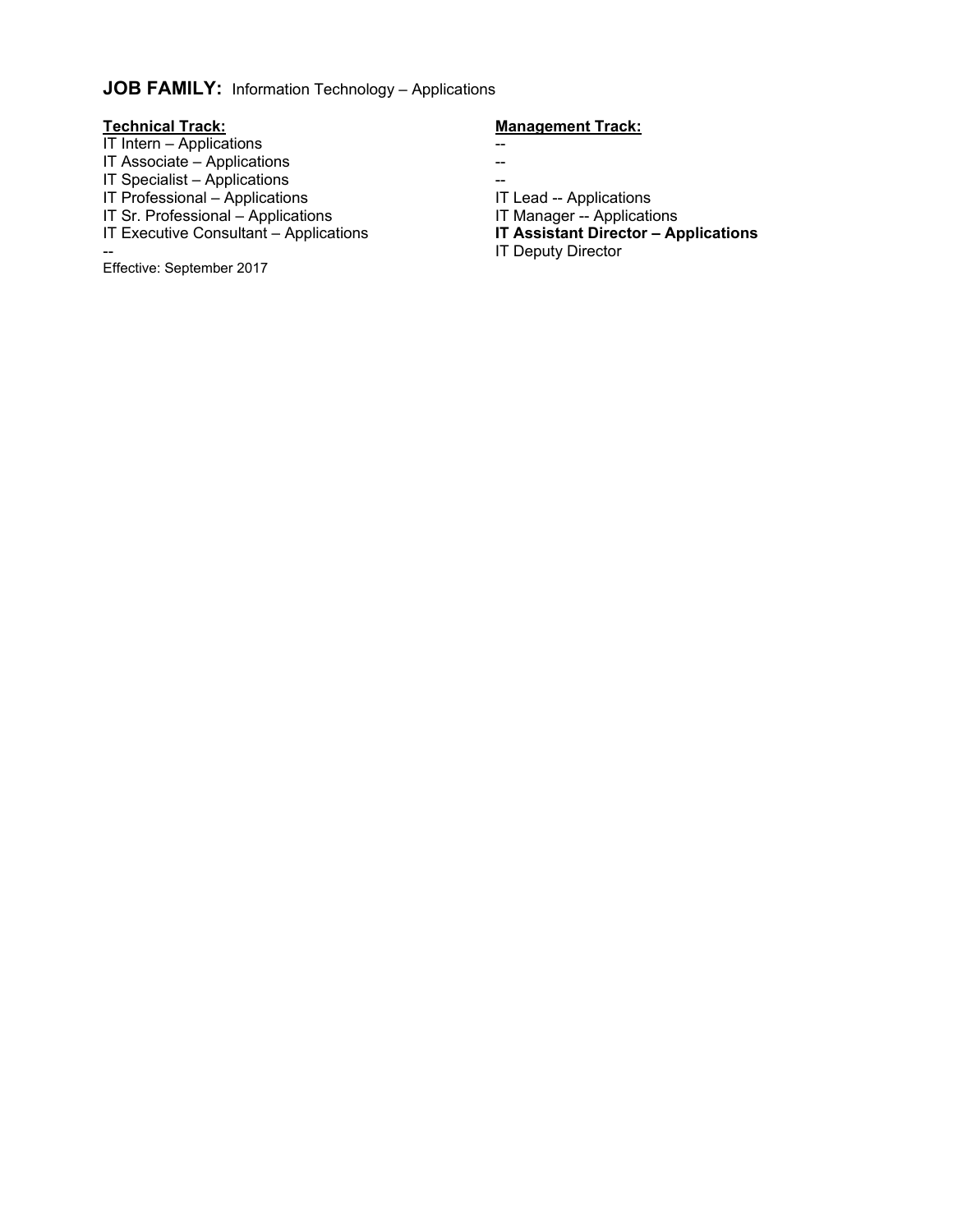**JOB FAMILY:** Information Technology – Applications

| **Technical Track:** | **Management Track:** |
| --- | --- |
| IT Intern – Applications | -- |
| IT Associate – Applications | -- |
| IT Specialist – Applications | -- |
| IT Professional – Applications | IT Lead -- Applications |
| IT Sr. Professional – Applications | IT Manager -- Applications |
| IT Executive Consultant – Applications | **IT Assistant Director – Applications** |
| -- | IT Deputy Director |

Effective: September 2017